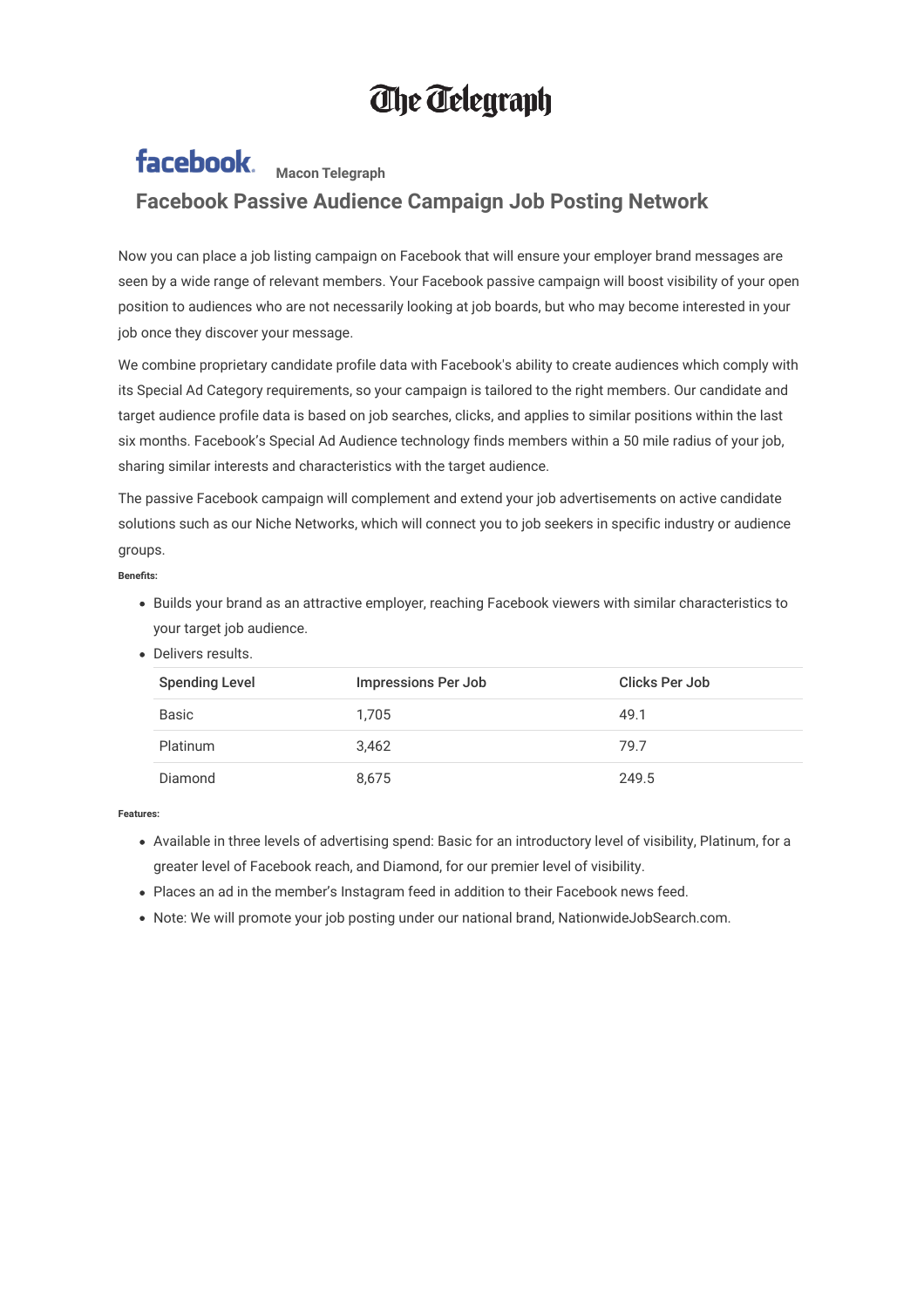# The Telegraph

facebook **Macon Telegraph**

## Facebook Passive Audience Campaign Job Posting Network

Now you can place a job listing campaign on Facebook that will ensure your employer brand messages are seen by a wide range of relevant members. Your Facebook passive campaign will boost visibility of your open position to audiences who are not necessarily looking at job boards, but who may become interested in your job once they discover your message.

We combine proprietary candidate profile data with Facebook's ability to create audiences which comply with its Special Ad Category requirements, so your campaign is tailored to the right members. Our candidate and target audience profile data is based on job searches, clicks, and applies to similar positions within the last six months. Facebook's Special Ad Audience technology finds members within a 50 mile radius of your job, sharing similar interests and characteristics with the target audience.

The passive Facebook campaign will complement and extend your job advertisements on active candidate solutions such as our Niche Networks, which will connect you to job seekers in specific industry or audience groups.

**Benefits:**

- Builds your brand as an attractive employer, reaching Facebook viewers with similar characteristics to your target job audience.
- Delivers results.

| Spending Level | Impressions Per Job | Clicks Per Job |
|---|---|---|
| Basic | 1,705 | 49.1 |
| Platinum | 3,462 | 79.7 |
| Diamond | 8,675 | 249.5 |

**Features:**

- Available in three levels of advertising spend: Basic for an introductory level of visibility, Platinum, for a greater level of Facebook reach, and Diamond, for our premier level of visibility.
- Places an ad in the member's Instagram feed in addition to their Facebook news feed.
- Note: We will promote your job posting under our national brand, NationwideJobSearch.com.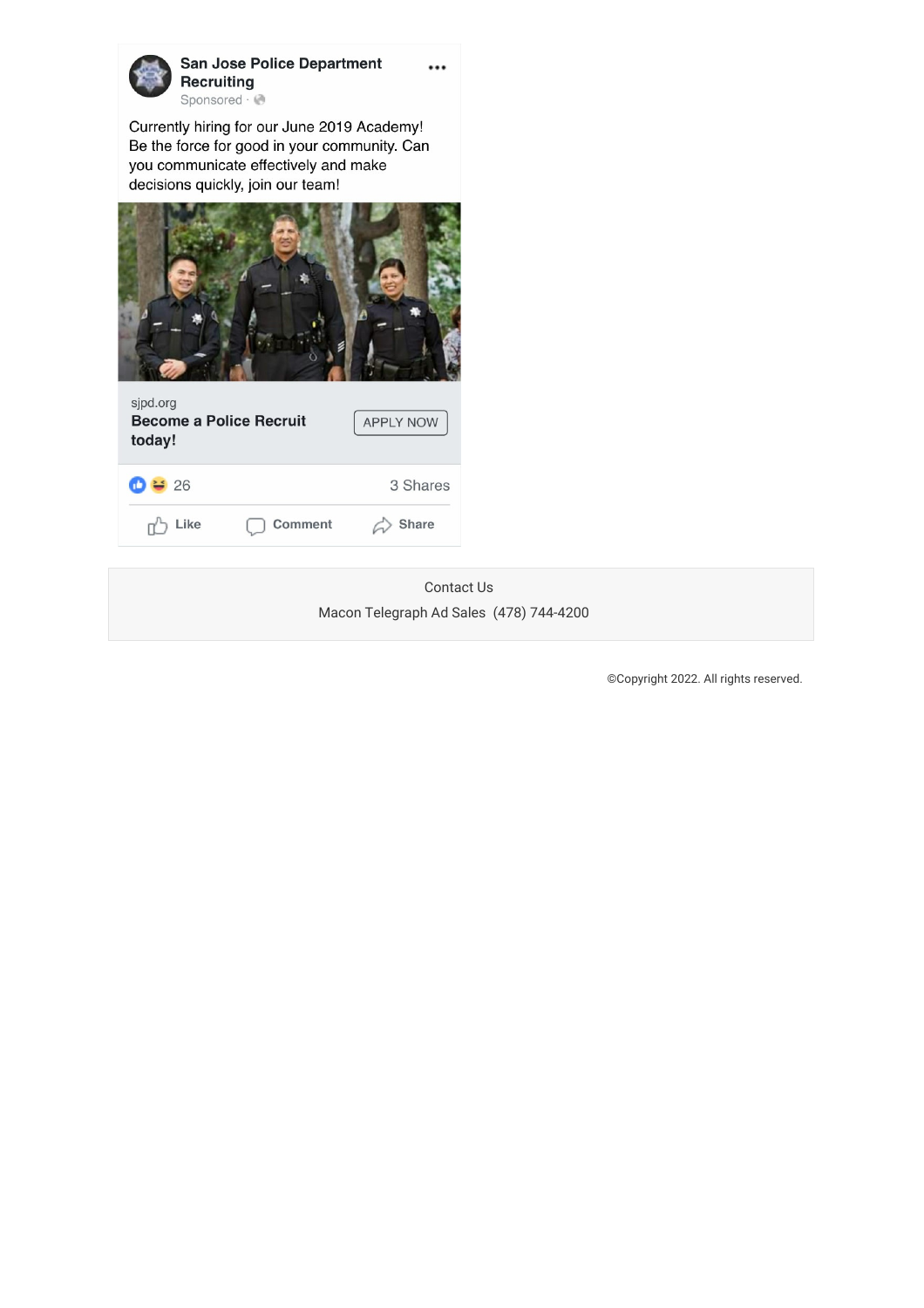**San Jose Police Department Recruiting**
Sponsored

Currently hiring for our June 2019 Academy! Be the force for good in your community. Can you communicate effectively and make decisions quickly, join our team!

sjpd.org
**Become a Police Recruit today!**

APPLY NOW

26 3 Shares

Like Comment Share

Contact Us

Macon Telegraph Ad Sales (478) 744-4200

©Copyright 2022. All rights reserved.